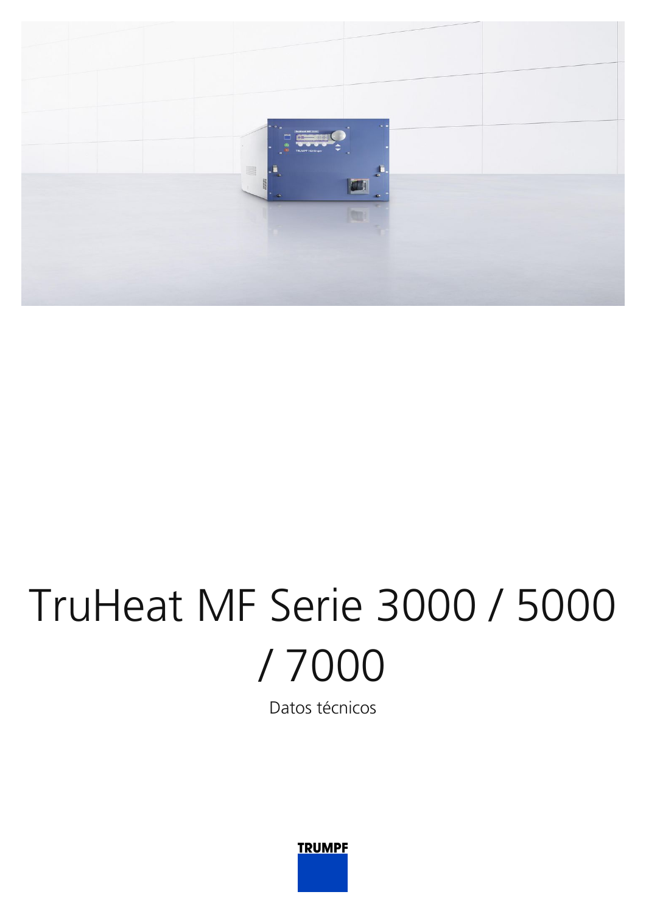# TruHeat MF Serie 3000 / 5000 / 7000

Datos técnicos

TRUMPF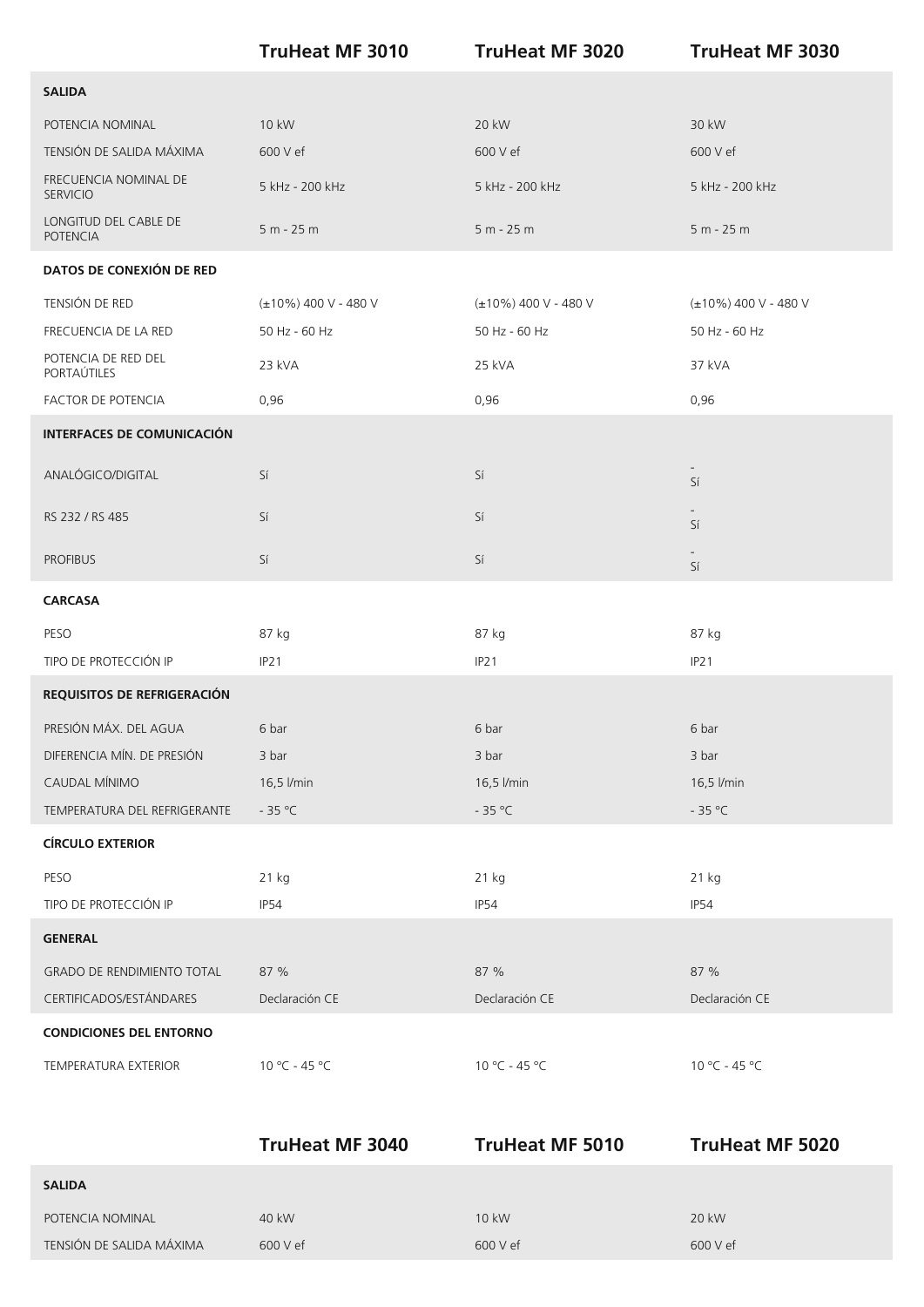| | TruHeat MF 3010 | TruHeat MF 3020 | TruHeat MF 3030 |
|---|---|---|---|
| **SALIDA** | | | |
| POTENCIA NOMINAL | 10 kW | 20 kW | 30 kW |
| TENSIÓN DE SALIDA MÁXIMA | 600 V ef | 600 V ef | 600 V ef |
| FRECUENCIA NOMINAL DE SERVICIO | 5 kHz - 200 kHz | 5 kHz - 200 kHz | 5 kHz - 200 kHz |
| LONGITUD DEL CABLE DE POTENCIA | 5 m - 25 m | 5 m - 25 m | 5 m - 25 m |
| **DATOS DE CONEXIÓN DE RED** | | | |
| TENSIÓN DE RED | (±10%) 400 V - 480 V | (±10%) 400 V - 480 V | (±10%) 400 V - 480 V |
| FRECUENCIA DE LA RED | 50 Hz - 60 Hz | 50 Hz - 60 Hz | 50 Hz - 60 Hz |
| POTENCIA DE RED DEL PORTAÚTILES | 23 kVA | 25 kVA | 37 kVA |
| FACTOR DE POTENCIA | 0,96 | 0,96 | 0,96 |
| **INTERFACES DE COMUNICACIÓN** | | | |
| ANALÓGICO/DIGITAL | Sí | Sí | - Sí |
| RS 232 / RS 485 | Sí | Sí | - Sí |
| PROFIBUS | Sí | Sí | - Sí |
| **CARCASA** | | | |
| PESO | 87 kg | 87 kg | 87 kg |
| TIPO DE PROTECCIÓN IP | IP21 | IP21 | IP21 |
| **REQUISITOS DE REFRIGERACIÓN** | | | |
| PRESIÓN MÁX. DEL AGUA | 6 bar | 6 bar | 6 bar |
| DIFERENCIA MÍN. DE PRESIÓN | 3 bar | 3 bar | 3 bar |
| CAUDAL MÍNIMO | 16,5 l/min | 16,5 l/min | 16,5 l/min |
| TEMPERATURA DEL REFRIGERANTE | - 35 °C | - 35 °C | - 35 °C |
| **CÍRCULO EXTERIOR** | | | |
| PESO | 21 kg | 21 kg | 21 kg |
| TIPO DE PROTECCIÓN IP | IP54 | IP54 | IP54 |
| **GENERAL** | | | |
| GRADO DE RENDIMIENTO TOTAL | 87 % | 87 % | 87 % |
| CERTIFICADOS/ESTÁNDARES | Declaración CE | Declaración CE | Declaración CE |
| **CONDICIONES DEL ENTORNO** | | | |
| TEMPERATURA EXTERIOR | 10 °C - 45 °C | 10 °C - 45 °C | 10 °C - 45 °C |

| | TruHeat MF 3040 | TruHeat MF 5010 | TruHeat MF 5020 |
|---|---|---|---|
| **SALIDA** | | | |
| POTENCIA NOMINAL | 40 kW | 10 kW | 20 kW |
| TENSIÓN DE SALIDA MÁXIMA | 600 V ef | 600 V ef | 600 V ef |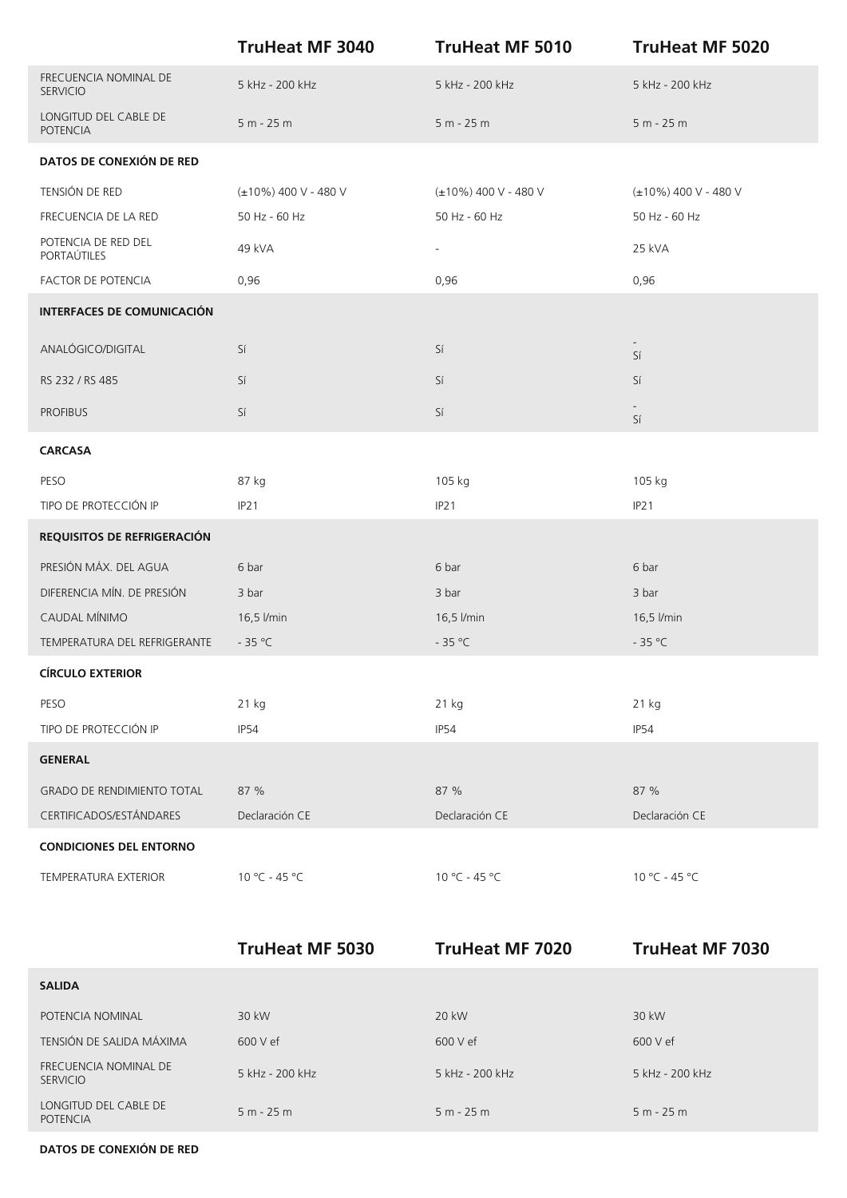| | TruHeat MF 3040 | TruHeat MF 5010 | TruHeat MF 5020 |
|---|---|---|---|
| FRECUENCIA NOMINAL DE SERVICIO | 5 kHz - 200 kHz | 5 kHz - 200 kHz | 5 kHz - 200 kHz |
| LONGITUD DEL CABLE DE POTENCIA | 5 m - 25 m | 5 m - 25 m | 5 m - 25 m |
| **DATOS DE CONEXIÓN DE RED** | | | |
| TENSIÓN DE RED | (±10%) 400 V - 480 V | (±10%) 400 V - 480 V | (±10%) 400 V - 480 V |
| FRECUENCIA DE LA RED | 50 Hz - 60 Hz | 50 Hz - 60 Hz | 50 Hz - 60 Hz |
| POTENCIA DE RED DEL PORTAÚTILES | 49 kVA | - | 25 kVA |
| FACTOR DE POTENCIA | 0,96 | 0,96 | 0,96 |
| **INTERFACES DE COMUNICACIÓN** | | | |
| ANALÓGICO/DIGITAL | Sí | Sí | - Sí |
| RS 232 / RS 485 | Sí | Sí | Sí |
| PROFIBUS | Sí | Sí | - Sí |
| **CARCASA** | | | |
| PESO | 87 kg | 105 kg | 105 kg |
| TIPO DE PROTECCIÓN IP | IP21 | IP21 | IP21 |
| **REQUISITOS DE REFRIGERACIÓN** | | | |
| PRESIÓN MÁX. DEL AGUA | 6 bar | 6 bar | 6 bar |
| DIFERENCIA MÍN. DE PRESIÓN | 3 bar | 3 bar | 3 bar |
| CAUDAL MÍNIMO | 16,5 l/min | 16,5 l/min | 16,5 l/min |
| TEMPERATURA DEL REFRIGERANTE | - 35 °C | - 35 °C | - 35 °C |
| **CÍRCULO EXTERIOR** | | | |
| PESO | 21 kg | 21 kg | 21 kg |
| TIPO DE PROTECCIÓN IP | IP54 | IP54 | IP54 |
| **GENERAL** | | | |
| GRADO DE RENDIMIENTO TOTAL | 87 % | 87 % | 87 % |
| CERTIFICADOS/ESTÁNDARES | Declaración CE | Declaración CE | Declaración CE |
| **CONDICIONES DEL ENTORNO** | | | |
| TEMPERATURA EXTERIOR | 10 °C - 45 °C | 10 °C - 45 °C | 10 °C - 45 °C |

| | TruHeat MF 5030 | TruHeat MF 7020 | TruHeat MF 7030 |
|---|---|---|---|
| **SALIDA** | | | |
| POTENCIA NOMINAL | 30 kW | 20 kW | 30 kW |
| TENSIÓN DE SALIDA MÁXIMA | 600 V ef | 600 V ef | 600 V ef |
| FRECUENCIA NOMINAL DE SERVICIO | 5 kHz - 200 kHz | 5 kHz - 200 kHz | 5 kHz - 200 kHz |
| LONGITUD DEL CABLE DE POTENCIA | 5 m - 25 m | 5 m - 25 m | 5 m - 25 m |
| **DATOS DE CONEXIÓN DE RED** | | | |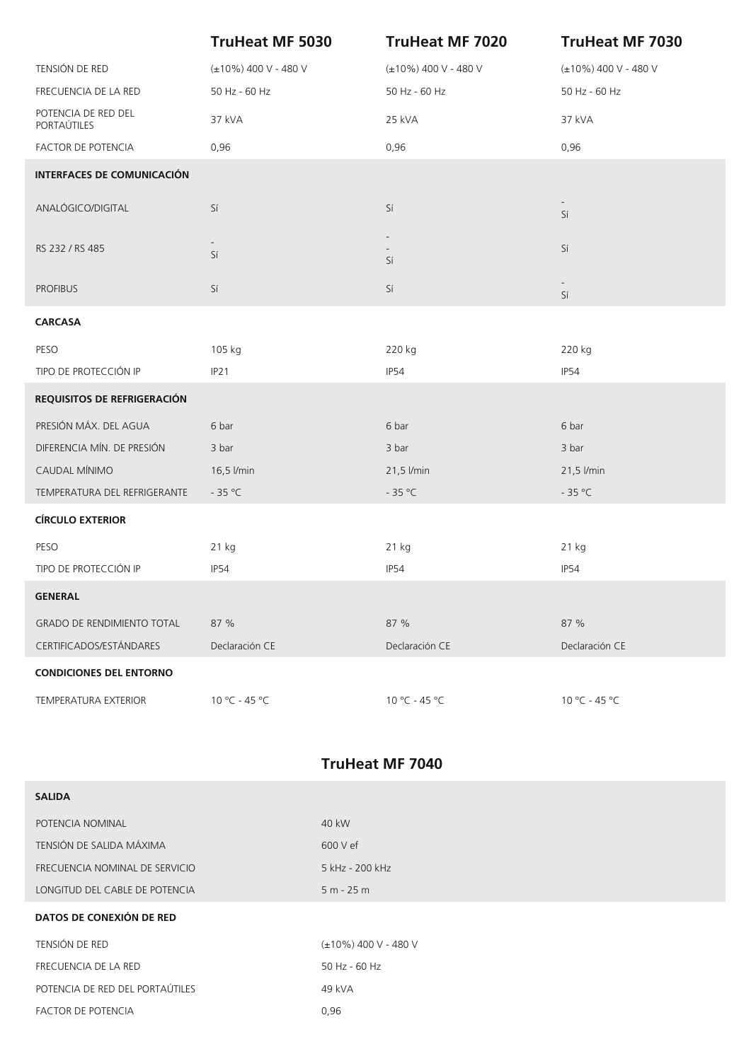| | TruHeat MF 5030 | TruHeat MF 7020 | TruHeat MF 7030 |
|---|---|---|---|
| TENSIÓN DE RED | (±10%) 400 V - 480 V | (±10%) 400 V - 480 V | (±10%) 400 V - 480 V |
| FRECUENCIA DE LA RED | 50 Hz - 60 Hz | 50 Hz - 60 Hz | 50 Hz - 60 Hz |
| POTENCIA DE RED DEL PORTAÚTILES | 37 kVA | 25 kVA | 37 kVA |
| FACTOR DE POTENCIA | 0,96 | 0,96 | 0,96 |
| **INTERFACES DE COMUNICACIÓN** | | | |
| ANALÓGICO/DIGITAL | Sí | Sí | - Sí |
| RS 232 / RS 485 | - Sí | - - Sí | Sí |
| PROFIBUS | Sí | Sí | - Sí |
| **CARCASA** | | | |
| PESO | 105 kg | 220 kg | 220 kg |
| TIPO DE PROTECCIÓN IP | IP21 | IP54 | IP54 |
| **REQUISITOS DE REFRIGERACIÓN** | | | |
| PRESIÓN MÁX. DEL AGUA | 6 bar | 6 bar | 6 bar |
| DIFERENCIA MÍN. DE PRESIÓN | 3 bar | 3 bar | 3 bar |
| CAUDAL MÍNIMO | 16,5 l/min | 21,5 l/min | 21,5 l/min |
| TEMPERATURA DEL REFRIGERANTE | - 35 °C | - 35 °C | - 35 °C |
| **CÍRCULO EXTERIOR** | | | |
| PESO | 21 kg | 21 kg | 21 kg |
| TIPO DE PROTECCIÓN IP | IP54 | IP54 | IP54 |
| **GENERAL** | | | |
| GRADO DE RENDIMIENTO TOTAL | 87 % | 87 % | 87 % |
| CERTIFICADOS/ESTÁNDARES | Declaración CE | Declaración CE | Declaración CE |
| **CONDICIONES DEL ENTORNO** | | | |
| TEMPERATURA EXTERIOR | 10 °C - 45 °C | 10 °C - 45 °C | 10 °C - 45 °C |

| | TruHeat MF 7040 |
|---|---|
| **SALIDA** | |
| POTENCIA NOMINAL | 40 kW |
| TENSIÓN DE SALIDA MÁXIMA | 600 V ef |
| FRECUENCIA NOMINAL DE SERVICIO | 5 kHz - 200 kHz |
| LONGITUD DEL CABLE DE POTENCIA | 5 m - 25 m |
| **DATOS DE CONEXIÓN DE RED** | |
| TENSIÓN DE RED | (±10%) 400 V - 480 V |
| FRECUENCIA DE LA RED | 50 Hz - 60 Hz |
| POTENCIA DE RED DEL PORTAÚTILES | 49 kVA |
| FACTOR DE POTENCIA | 0,96 |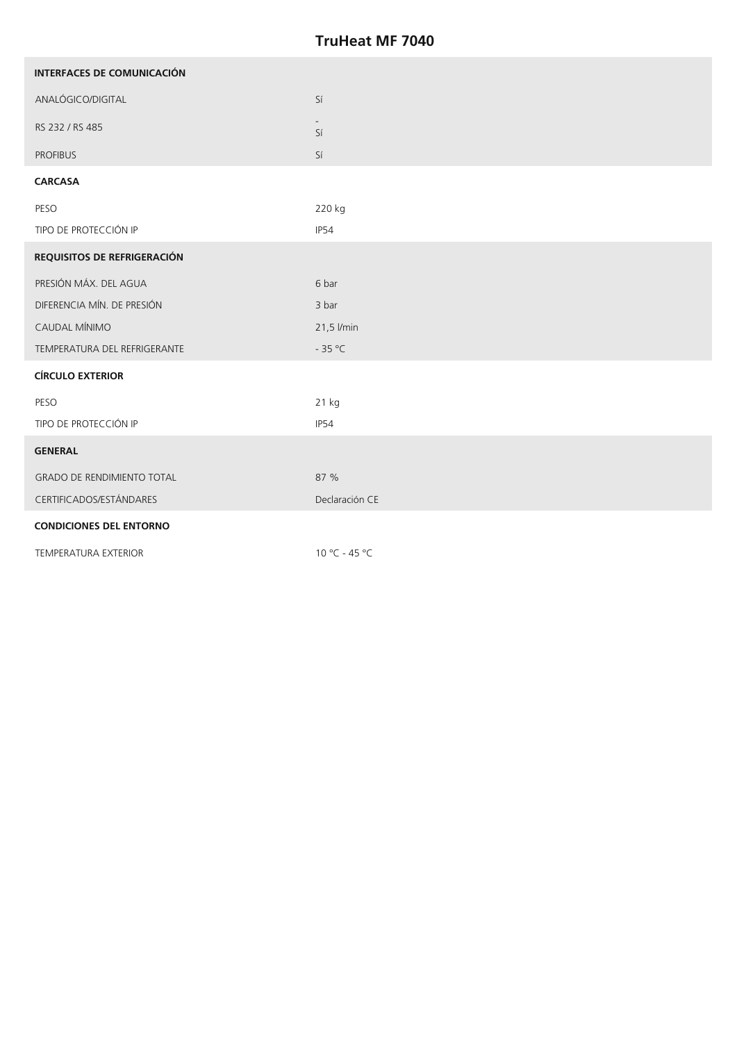# TruHeat MF 7040

| | |
|---|---|
| **INTERFACES DE COMUNICACIÓN** | |
| ANALÓGICO/DIGITAL | Sí |
| RS 232 / RS 485 | -<br>Sí |
| PROFIBUS | Sí |
| **CARCASA** | |
| PESO | 220 kg |
| TIPO DE PROTECCIÓN IP | IP54 |
| **REQUISITOS DE REFRIGERACIÓN** | |
| PRESIÓN MÁX. DEL AGUA | 6 bar |
| DIFERENCIA MÍN. DE PRESIÓN | 3 bar |
| CAUDAL MÍNIMO | 21,5 l/min |
| TEMPERATURA DEL REFRIGERANTE | - 35 °C |
| **CÍRCULO EXTERIOR** | |
| PESO | 21 kg |
| TIPO DE PROTECCIÓN IP | IP54 |
| **GENERAL** | |
| GRADO DE RENDIMIENTO TOTAL | 87 % |
| CERTIFICADOS/ESTÁNDARES | Declaración CE |
| **CONDICIONES DEL ENTORNO** | |
| TEMPERATURA EXTERIOR | 10 °C - 45 °C |